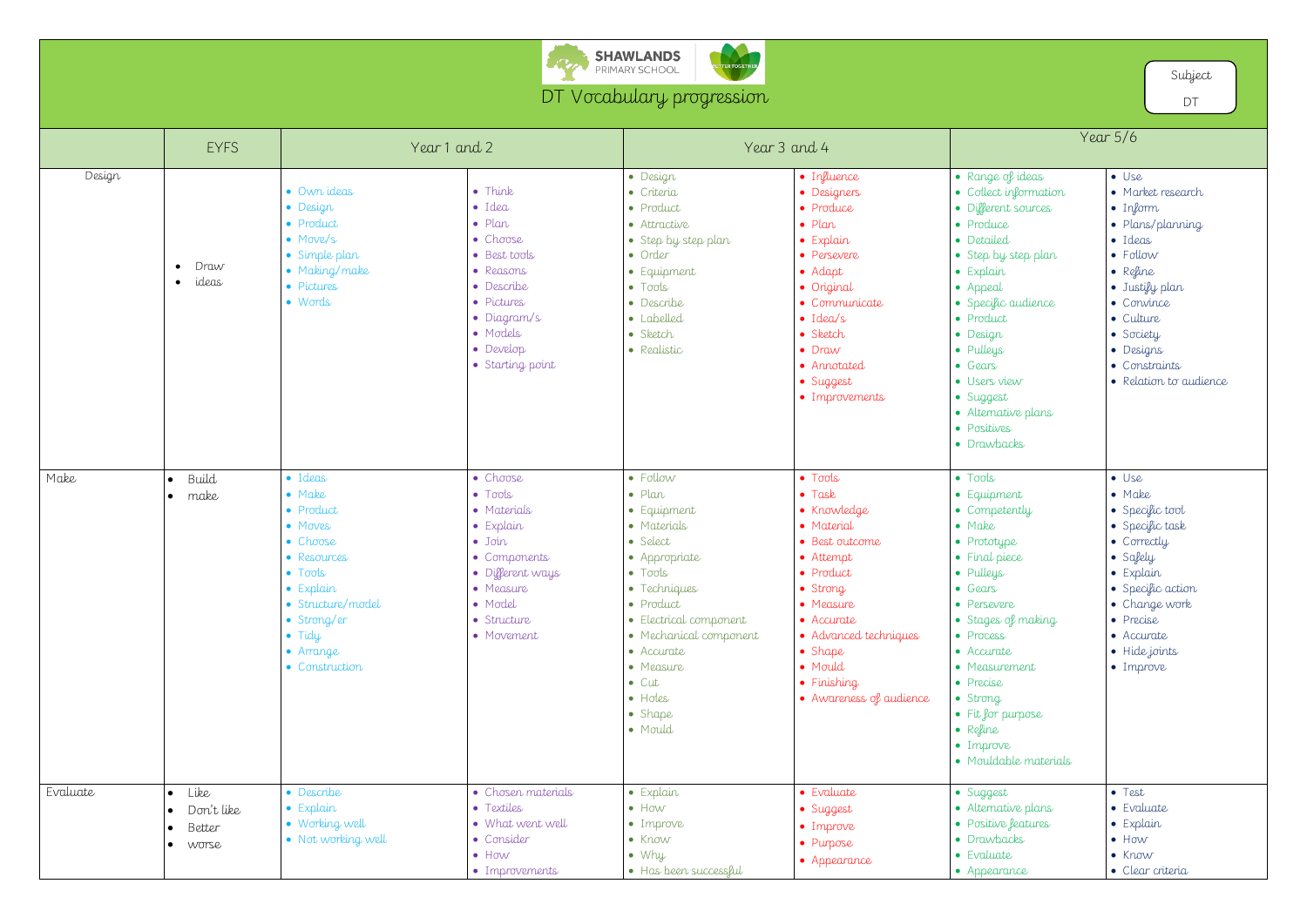SHAWLANDS PRIMARY SCHOOL

# DT Vocabulary progression

Subject: DT

| | EYFS | Year 1 and 2 | | Year 3 and 4 | | Year 5/6 | |
|---|---|---|---|---|---|---|---|
| Design | • Draw<br>• ideas | • Own ideas<br>• Design<br>• Product<br>• Move/s<br>• Simple plan<br>• Making/make<br>• Pictures<br>• Words | • Think<br>• Idea<br>• Plan<br>• Choose<br>• Best tools<br>• Reasons<br>• Describe<br>• Pictures<br>• Diagram/s<br>• Models<br>• Develop<br>• Starting point | • Design<br>• Criteria<br>• Product<br>• Attractive<br>• Step by step plan<br>• Order<br>• Equipment<br>• Tools<br>• Describe<br>• Labelled<br>• Sketch<br>• Realistic | • Influence<br>• Designers<br>• Produce<br>• Plan<br>• Explain<br>• Persevere<br>• Adapt<br>• Original<br>• Communicate<br>• Idea/s<br>• Sketch<br>• Draw<br>• Annotated<br>• Suggest<br>• Improvements | • Range of ideas<br>• Collect information<br>• Different sources<br>• Produce<br>• Detailed<br>• Step by step plan<br>• Explain<br>• Appeal<br>• Specific audience<br>• Product<br>• Design<br>• Pulleys<br>• Gears<br>• Users view<br>• Suggest<br>• Alternative plans<br>• Positives<br>• Drawbacks | • Use<br>• Market research<br>• Inform<br>• Plans/planning<br>• Ideas<br>• Follow<br>• Refine<br>• Justify plan<br>• Convince<br>• Culture<br>• Society<br>• Designs<br>• Constraints<br>• Relation to audience |
| Make | • Build<br>• make | • Ideas<br>• Make<br>• Product<br>• Moves<br>• Choose<br>• Resources<br>• Tools<br>• Explain<br>• Structure/model<br>• Strong/er<br>• Tidy<br>• Arrange<br>• Construction | • Choose<br>• Tools<br>• Materials<br>• Explain<br>• Join<br>• Components<br>• Different ways<br>• Measure<br>• Model<br>• Structure<br>• Movement | • Follow<br>• Plan<br>• Equipment<br>• Materials<br>• Select<br>• Appropriate<br>• Tools<br>• Techniques<br>• Product<br>• Electrical component<br>• Mechanical component<br>• Accurate<br>• Measure<br>• Cut<br>• Holes<br>• Shape<br>• Mould | • Tools<br>• Task<br>• Knowledge<br>• Material<br>• Best outcome<br>• Attempt<br>• Product<br>• Strong<br>• Measure<br>• Accurate<br>• Advanced techniques<br>• Shape<br>• Mould<br>• Finishing<br>• Awareness of audience | • Tools<br>• Equipment<br>• Competently<br>• Make<br>• Prototype<br>• Final piece<br>• Pulleys<br>• Gears<br>• Persevere<br>• Stages of making<br>• Process<br>• Accurate<br>• Measurement<br>• Precise<br>• Strong<br>• Fit for purpose<br>• Refine<br>• Improve<br>• Mouldable materials | • Use<br>• Make<br>• Specific tool<br>• Specific task<br>• Correctly<br>• Safely<br>• Explain<br>• Specific action<br>• Change work<br>• Precise<br>• Accurate<br>• Hide joints<br>• Improve |
| Evaluate | • Like<br>• Don't like<br>• Better<br>• worse | • Describe<br>• Explain<br>• Working well<br>• Not working well | • Chosen materials<br>• Textiles<br>• What went well<br>• Consider<br>• How<br>• Improvements | • Explain<br>• How<br>• Improve<br>• Know<br>• Why<br>• Has been successful | • Evaluate<br>• Suggest<br>• Improve<br>• Purpose<br>• Appearance | • Suggest<br>• Alternative plans<br>• Positive features<br>• Drawbacks<br>• Evaluate<br>• Appearance | • Test<br>• Evaluate<br>• Explain<br>• How<br>• Know<br>• Clear criteria |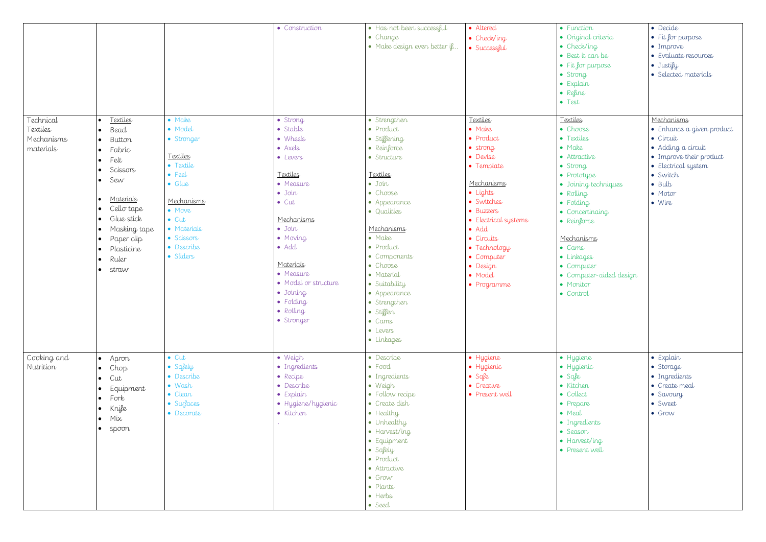| | | | | | | | |
|---|---|---|---|---|---|---|---|
| | | | • Construction | • Has not been successful<br>• Change<br>• Make design even better if… | • Altered<br>• Check/ing<br>• Successful | • Function<br>• Original criteria<br>• Check/ing<br>• Best it can be<br>• Fit for purpose<br>• Strong<br>• Explain<br>• Refine<br>• Test | • Decide<br>• Fit for purpose<br>• Improve<br>• Evaluate resources<br>• Justify<br>• Selected materials |
| Technical Textiles Mechanisms materials | • Textiles<br>• Bead<br>• Button<br>• Fabric<br>• Felt<br>• Scissors<br>• Sew<br><br>• Materials<br>• Cello tape<br>• Glue stick<br>• Masking tape<br>• Paper clip<br>• Plasticine<br>• Ruler<br>• straw | • Make<br>• Model<br>• Stronger<br><br>Textiles<br>• Textile<br>• Feel<br>• Glue<br><br>Mechanisms<br>• Move<br>• Cut<br>• Materials<br>• Scissors<br>• Describe<br>• Sliders | • Strong<br>• Stable<br>• Wheels<br>• Axels<br>• Levers<br><br>Textiles<br>• Measure<br>• Join<br>• Cut<br><br>Mechanisms<br>• Join<br>• Moving<br>• Add<br><br>Materials<br>• Measure<br>• Model or structure<br>• Joining<br>• Folding<br>• Rolling<br>• Stronger | • Strengthen<br>• Product<br>• Stiffening<br>• Reinforce<br>• Structure<br><br>Textiles<br>• Join<br>• Choose<br>• Appearance<br>• Qualities<br><br>Mechanisms<br>• Make<br>• Product<br>• Components<br>• Choose<br>• Material<br>• Suitability<br>• Appearance<br>• Strengthen<br>• Stiffen<br>• Cams<br>• Levers<br>• Linkages | Textiles<br>• Make<br>• Product<br>• strong<br>• Devise<br>• Template<br><br>Mechanisms<br>• Lights<br>• Switches<br>• Buzzers<br>• Electrical systems<br>• Add<br>• Circuits<br>• Technology<br>• Computer<br>• Design<br>• Model<br>• Programme | Textiles<br>• Choose<br>• Textiles<br>• Make<br>• Attractive<br>• Strong<br>• Prototype<br>• Joining techniques<br>• Rolling<br>• Folding<br>• Concertinaing<br>• Reinforce<br><br>Mechanisms<br>• Cams<br>• Linkages<br>• Computer<br>• Computer-aided design<br>• Monitor<br>• Control | Mechanisms<br>• Enhance a given product<br>• Circuit<br>• Adding a circuit<br>• Improve their product<br>• Electrical system<br>• Switch<br>• Bulb<br>• Motor<br>• Wire |
| Cooking and Nutrition | • Apron<br>• Chop<br>• Cut<br>• Equipment<br>• Fork<br>• Knife<br>• Mix<br>• spoon | • Cut<br>• Safely<br>• Describe<br>• Wash<br>• Clean<br>• Surfaces<br>• Decorate | • Weigh<br>• Ingredients<br>• Recipe<br>• Describe<br>• Explain<br>• Hygiene/hygienic<br>• Kitchen | • Describe<br>• Food<br>• Ingredients<br>• Weigh<br>• Follow recipe<br>• Create dish<br>• Healthy<br>• Unhealthy<br>• Harvest/ing<br>• Equipment<br>• Safely<br>• Product<br>• Attractive<br>• Grow<br>• Plants<br>• Herbs<br>• Seed | • Hygiene<br>• Hygienic<br>• Safe<br>• Creative<br>• Present well | • Hygiene<br>• Hygienic<br>• Safe<br>• Kitchen<br>• Collect<br>• Prepare<br>• Meal<br>• Ingredients<br>• Season<br>• Harvest/ing<br>• Present well | • Explain<br>• Storage<br>• Ingredients<br>• Create meal<br>• Savoury<br>• Sweet<br>• Grow |